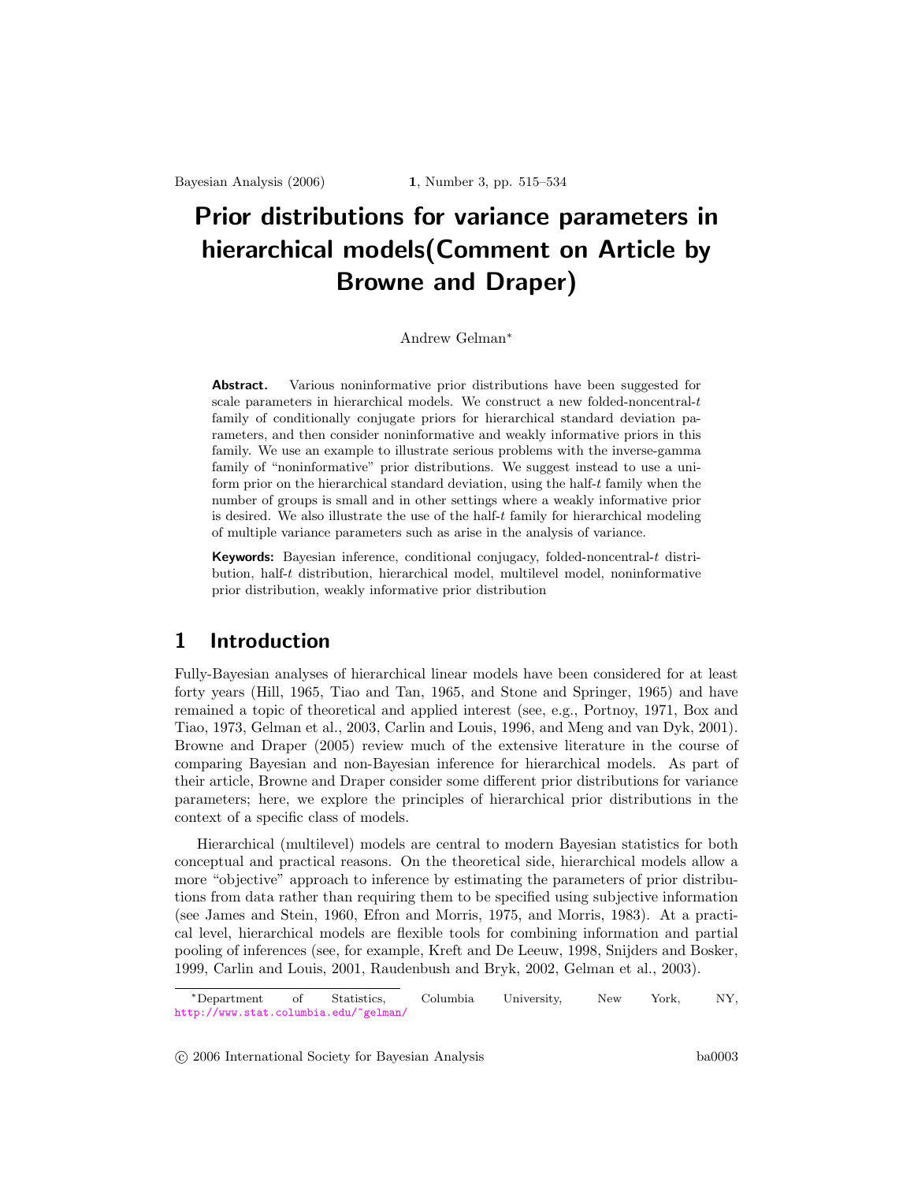# Prior distributions for variance parameters in hierarchical models(Comment on Article by Browne and Draper)

Andrew Gelman*

**Abstract.** Various noninformative prior distributions have been suggested for scale parameters in hierarchical models. We construct a new folded-noncentral-$t$ family of conditionally conjugate priors for hierarchical standard deviation parameters, and then consider noninformative and weakly informative priors in this family. We use an example to illustrate serious problems with the inverse-gamma family of "noninformative" prior distributions. We suggest instead to use a uniform prior on the hierarchical standard deviation, using the half-$t$ family when the number of groups is small and in other settings where a weakly informative prior is desired. We also illustrate the use of the half-$t$ family for hierarchical modeling of multiple variance parameters such as arise in the analysis of variance.

**Keywords:** Bayesian inference, conditional conjugacy, folded-noncentral-$t$ distribution, half-$t$ distribution, hierarchical model, multilevel model, noninformative prior distribution, weakly informative prior distribution

## 1 Introduction

Fully-Bayesian analyses of hierarchical linear models have been considered for at least forty years (Hill, 1965, Tiao and Tan, 1965, and Stone and Springer, 1965) and have remained a topic of theoretical and applied interest (see, e.g., Portnoy, 1971, Box and Tiao, 1973, Gelman et al., 2003, Carlin and Louis, 1996, and Meng and van Dyk, 2001). Browne and Draper (2005) review much of the extensive literature in the course of comparing Bayesian and non-Bayesian inference for hierarchical models. As part of their article, Browne and Draper consider some different prior distributions for variance parameters; here, we explore the principles of hierarchical prior distributions in the context of a specific class of models.

Hierarchical (multilevel) models are central to modern Bayesian statistics for both conceptual and practical reasons. On the theoretical side, hierarchical models allow a more "objective" approach to inference by estimating the parameters of prior distributions from data rather than requiring them to be specified using subjective information (see James and Stein, 1960, Efron and Morris, 1975, and Morris, 1983). At a practical level, hierarchical models are flexible tools for combining information and partial pooling of inferences (see, for example, Kreft and De Leeuw, 1998, Snijders and Bosker, 1999, Carlin and Louis, 2001, Raudenbush and Bryk, 2002, Gelman et al., 2003).

*Department of Statistics, Columbia University, New York, NY, http://www.stat.columbia.edu/~gelman/

© 2006 International Society for Bayesian Analysis ba0003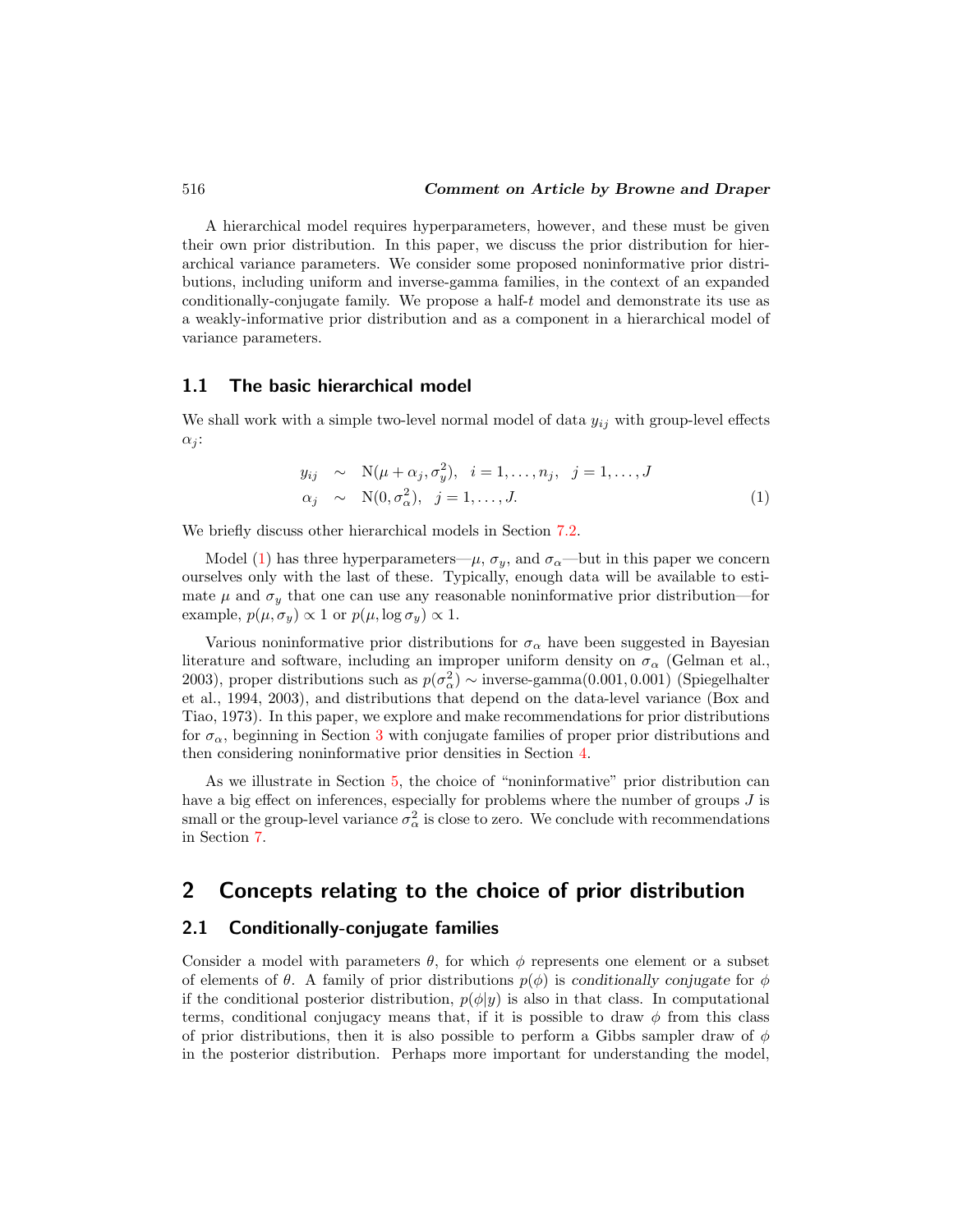A hierarchical model requires hyperparameters, however, and these must be given their own prior distribution. In this paper, we discuss the prior distribution for hierarchical variance parameters. We consider some proposed noninformative prior distributions, including uniform and inverse-gamma families, in the context of an expanded conditionally-conjugate family. We propose a half-$t$ model and demonstrate its use as a weakly-informative prior distribution and as a component in a hierarchical model of variance parameters.

### 1.1 The basic hierarchical model

We shall work with a simple two-level normal model of data $y_{ij}$ with group-level effects $\alpha_j$:

$$
\begin{aligned}
y_{ij} &\sim \mathrm{N}(\mu + \alpha_j, \sigma_y^2), \quad i = 1, \ldots, n_j, \quad j = 1, \ldots, J \\
\alpha_j &\sim \mathrm{N}(0, \sigma_\alpha^2), \quad j = 1, \ldots, J.
\end{aligned} \tag{1}
$$

We briefly discuss other hierarchical models in Section 7.2.

Model (1) has three hyperparameters—$\mu$, $\sigma_y$, and $\sigma_\alpha$—but in this paper we concern ourselves only with the last of these. Typically, enough data will be available to estimate $\mu$ and $\sigma_y$ that one can use any reasonable noninformative prior distribution—for example, $p(\mu, \sigma_y) \propto 1$ or $p(\mu, \log \sigma_y) \propto 1$.

Various noninformative prior distributions for $\sigma_\alpha$ have been suggested in Bayesian literature and software, including an improper uniform density on $\sigma_\alpha$ (Gelman et al., 2003), proper distributions such as $p(\sigma_\alpha^2) \sim$ inverse-gamma$(0.001, 0.001)$ (Spiegelhalter et al., 1994, 2003), and distributions that depend on the data-level variance (Box and Tiao, 1973). In this paper, we explore and make recommendations for prior distributions for $\sigma_\alpha$, beginning in Section 3 with conjugate families of proper prior distributions and then considering noninformative prior densities in Section 4.

As we illustrate in Section 5, the choice of "noninformative" prior distribution can have a big effect on inferences, especially for problems where the number of groups $J$ is small or the group-level variance $\sigma_\alpha^2$ is close to zero. We conclude with recommendations in Section 7.

## 2 Concepts relating to the choice of prior distribution

### 2.1 Conditionally-conjugate families

Consider a model with parameters $\theta$, for which $\phi$ represents one element or a subset of elements of $\theta$. A family of prior distributions $p(\phi)$ is *conditionally conjugate* for $\phi$ if the conditional posterior distribution, $p(\phi|y)$ is also in that class. In computational terms, conditional conjugacy means that, if it is possible to draw $\phi$ from this class of prior distributions, then it is also possible to perform a Gibbs sampler draw of $\phi$ in the posterior distribution. Perhaps more important for understanding the model,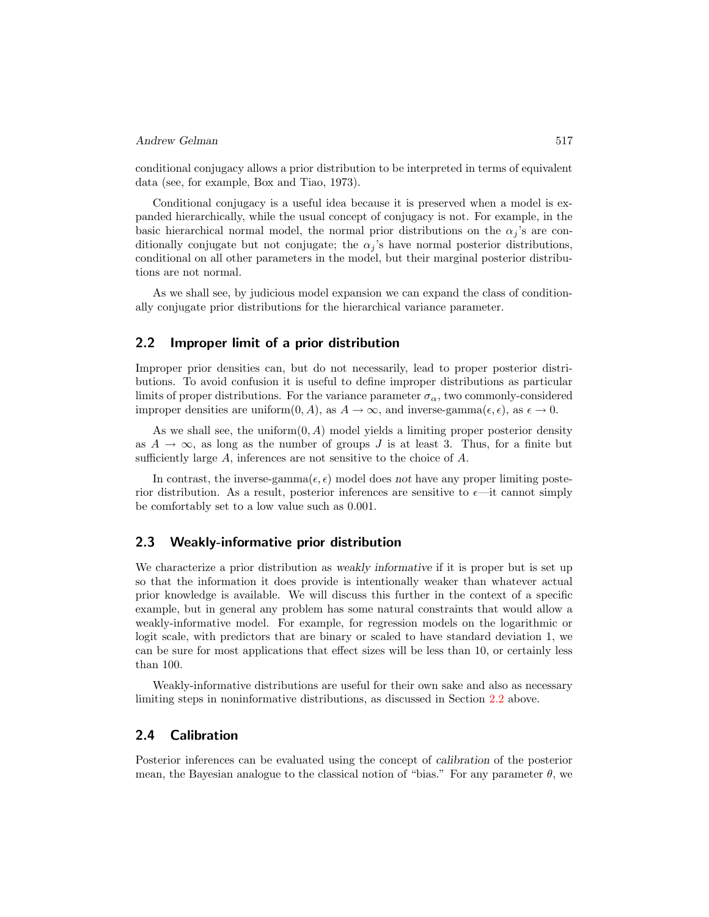conditional conjugacy allows a prior distribution to be interpreted in terms of equivalent data (see, for example, Box and Tiao, 1973).

Conditional conjugacy is a useful idea because it is preserved when a model is expanded hierarchically, while the usual concept of conjugacy is not. For example, in the basic hierarchical normal model, the normal prior distributions on the $\alpha_j$'s are conditionally conjugate but not conjugate; the $\alpha_j$'s have normal posterior distributions, conditional on all other parameters in the model, but their marginal posterior distributions are not normal.

As we shall see, by judicious model expansion we can expand the class of conditionally conjugate prior distributions for the hierarchical variance parameter.

## 2.2 Improper limit of a prior distribution

Improper prior densities can, but do not necessarily, lead to proper posterior distributions. To avoid confusion it is useful to define improper distributions as particular limits of proper distributions. For the variance parameter $\sigma_\alpha$, two commonly-considered improper densities are uniform$(0, A)$, as $A \to \infty$, and inverse-gamma$(\epsilon, \epsilon)$, as $\epsilon \to 0$.

As we shall see, the uniform$(0, A)$ model yields a limiting proper posterior density as $A \to \infty$, as long as the number of groups $J$ is at least 3. Thus, for a finite but sufficiently large $A$, inferences are not sensitive to the choice of $A$.

In contrast, the inverse-gamma$(\epsilon, \epsilon)$ model does *not* have any proper limiting posterior distribution. As a result, posterior inferences are sensitive to $\epsilon$—it cannot simply be comfortably set to a low value such as 0.001.

## 2.3 Weakly-informative prior distribution

We characterize a prior distribution as *weakly informative* if it is proper but is set up so that the information it does provide is intentionally weaker than whatever actual prior knowledge is available. We will discuss this further in the context of a specific example, but in general any problem has some natural constraints that would allow a weakly-informative model. For example, for regression models on the logarithmic or logit scale, with predictors that are binary or scaled to have standard deviation 1, we can be sure for most applications that effect sizes will be less than 10, or certainly less than 100.

Weakly-informative distributions are useful for their own sake and also as necessary limiting steps in noninformative distributions, as discussed in Section 2.2 above.

## 2.4 Calibration

Posterior inferences can be evaluated using the concept of *calibration* of the posterior mean, the Bayesian analogue to the classical notion of "bias." For any parameter $\theta$, we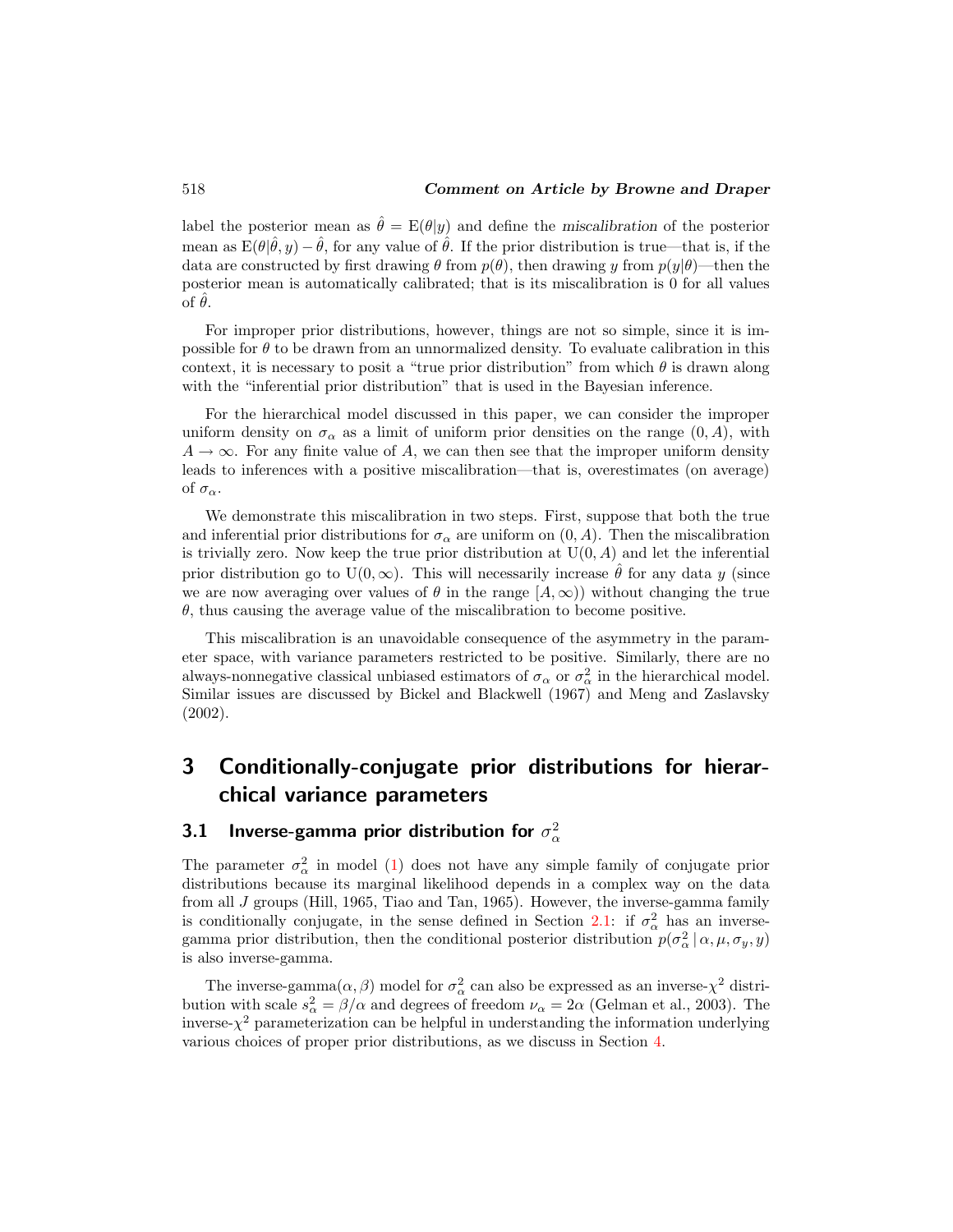label the posterior mean as $\hat{\theta} = \mathrm{E}(\theta|y)$ and define the *miscalibration* of the posterior mean as $\mathrm{E}(\theta|\hat{\theta}, y) - \hat{\theta}$, for any value of $\hat{\theta}$. If the prior distribution is true—that is, if the data are constructed by first drawing $\theta$ from $p(\theta)$, then drawing $y$ from $p(y|\theta)$—then the posterior mean is automatically calibrated; that is its miscalibration is 0 for all values of $\hat{\theta}$.

For improper prior distributions, however, things are not so simple, since it is impossible for $\theta$ to be drawn from an unnormalized density. To evaluate calibration in this context, it is necessary to posit a "true prior distribution" from which $\theta$ is drawn along with the "inferential prior distribution" that is used in the Bayesian inference.

For the hierarchical model discussed in this paper, we can consider the improper uniform density on $\sigma_\alpha$ as a limit of uniform prior densities on the range $(0, A)$, with $A \to \infty$. For any finite value of $A$, we can then see that the improper uniform density leads to inferences with a positive miscalibration—that is, overestimates (on average) of $\sigma_\alpha$.

We demonstrate this miscalibration in two steps. First, suppose that both the true and inferential prior distributions for $\sigma_\alpha$ are uniform on $(0, A)$. Then the miscalibration is trivially zero. Now keep the true prior distribution at $\mathrm{U}(0, A)$ and let the inferential prior distribution go to $\mathrm{U}(0, \infty)$. This will necessarily increase $\hat{\theta}$ for any data $y$ (since we are now averaging over values of $\theta$ in the range $[A, \infty)$) without changing the true $\theta$, thus causing the average value of the miscalibration to become positive.

This miscalibration is an unavoidable consequence of the asymmetry in the parameter space, with variance parameters restricted to be positive. Similarly, there are no always-nonnegative classical unbiased estimators of $\sigma_\alpha$ or $\sigma_\alpha^2$ in the hierarchical model. Similar issues are discussed by Bickel and Blackwell (1967) and Meng and Zaslavsky (2002).

## 3 Conditionally-conjugate prior distributions for hierarchical variance parameters

### 3.1 Inverse-gamma prior distribution for $\sigma_\alpha^2$

The parameter $\sigma_\alpha^2$ in model (1) does not have any simple family of conjugate prior distributions because its marginal likelihood depends in a complex way on the data from all $J$ groups (Hill, 1965, Tiao and Tan, 1965). However, the inverse-gamma family is conditionally conjugate, in the sense defined in Section 2.1: if $\sigma_\alpha^2$ has an inverse-gamma prior distribution, then the conditional posterior distribution $p(\sigma_\alpha^2 \,|\, \alpha, \mu, \sigma_y, y)$ is also inverse-gamma.

The inverse-gamma$(\alpha, \beta)$ model for $\sigma_\alpha^2$ can also be expressed as an inverse-$\chi^2$ distribution with scale $s_\alpha^2 = \beta/\alpha$ and degrees of freedom $\nu_\alpha = 2\alpha$ (Gelman et al., 2003). The inverse-$\chi^2$ parameterization can be helpful in understanding the information underlying various choices of proper prior distributions, as we discuss in Section 4.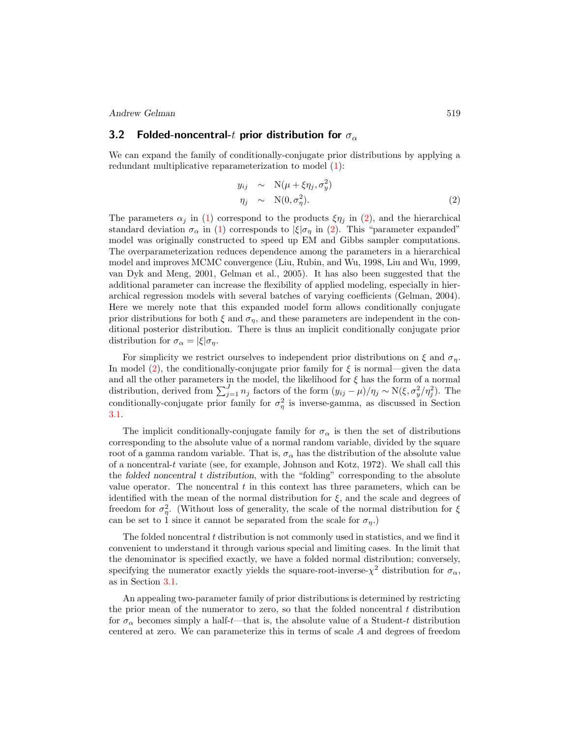### 3.2 Folded-noncentral-$t$ prior distribution for $\sigma_\alpha$

We can expand the family of conditionally-conjugate prior distributions by applying a redundant multiplicative reparameterization to model (1):

$$
\begin{aligned}
y_{ij} &\sim \mathrm{N}(\mu + \xi\eta_j, \sigma_y^2) \\
\eta_j &\sim \mathrm{N}(0, \sigma_\eta^2).
\end{aligned} \tag{2}
$$

The parameters $\alpha_j$ in (1) correspond to the products $\xi\eta_j$ in (2), and the hierarchical standard deviation $\sigma_\alpha$ in (1) corresponds to $|\xi|\sigma_\eta$ in (2). This "parameter expanded" model was originally constructed to speed up EM and Gibbs sampler computations. The overparameterization reduces dependence among the parameters in a hierarchical model and improves MCMC convergence (Liu, Rubin, and Wu, 1998, Liu and Wu, 1999, van Dyk and Meng, 2001, Gelman et al., 2005). It has also been suggested that the additional parameter can increase the flexibility of applied modeling, especially in hierarchical regression models with several batches of varying coefficients (Gelman, 2004). Here we merely note that this expanded model form allows conditionally conjugate prior distributions for both $\xi$ and $\sigma_\eta$, and these parameters are independent in the conditional posterior distribution. There is thus an implicit conditionally conjugate prior distribution for $\sigma_\alpha = |\xi|\sigma_\eta$.

For simplicity we restrict ourselves to independent prior distributions on $\xi$ and $\sigma_\eta$. In model (2), the conditionally-conjugate prior family for $\xi$ is normal—given the data and all the other parameters in the model, the likelihood for $\xi$ has the form of a normal distribution, derived from $\sum_{j=1}^{J} n_j$ factors of the form $(y_{ij} - \mu)/\eta_j \sim \mathrm{N}(\xi, \sigma_y^2/\eta_j^2)$. The conditionally-conjugate prior family for $\sigma_\eta^2$ is inverse-gamma, as discussed in Section 3.1.

The implicit conditionally-conjugate family for $\sigma_\alpha$ is then the set of distributions corresponding to the absolute value of a normal random variable, divided by the square root of a gamma random variable. That is, $\sigma_\alpha$ has the distribution of the absolute value of a noncentral-$t$ variate (see, for example, Johnson and Kotz, 1972). We shall call this the *folded noncentral t distribution*, with the "folding" corresponding to the absolute value operator. The noncentral $t$ in this context has three parameters, which can be identified with the mean of the normal distribution for $\xi$, and the scale and degrees of freedom for $\sigma_\eta^2$. (Without loss of generality, the scale of the normal distribution for $\xi$ can be set to 1 since it cannot be separated from the scale for $\sigma_\eta$.)

The folded noncentral $t$ distribution is not commonly used in statistics, and we find it convenient to understand it through various special and limiting cases. In the limit that the denominator is specified exactly, we have a folded normal distribution; conversely, specifying the numerator exactly yields the square-root-inverse-$\chi^2$ distribution for $\sigma_\alpha$, as in Section 3.1.

An appealing two-parameter family of prior distributions is determined by restricting the prior mean of the numerator to zero, so that the folded noncentral $t$ distribution for $\sigma_\alpha$ becomes simply a half-$t$—that is, the absolute value of a Student-$t$ distribution centered at zero. We can parameterize this in terms of scale $A$ and degrees of freedom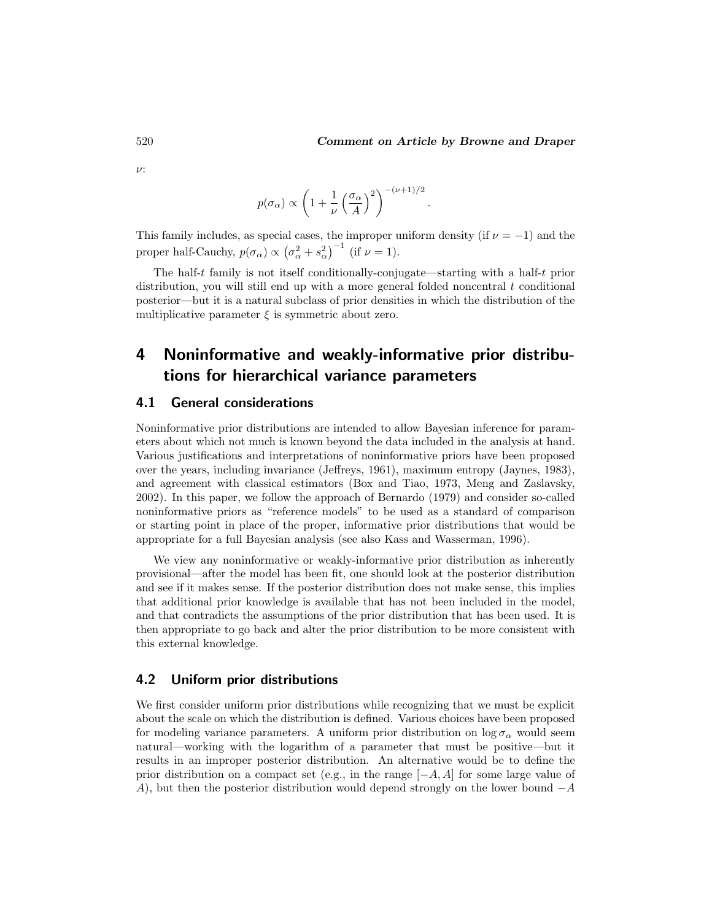$\nu$:

$$p(\sigma_\alpha) \propto \left(1 + \frac{1}{\nu}\left(\frac{\sigma_\alpha}{A}\right)^2\right)^{-(\nu+1)/2}.$$

This family includes, as special cases, the improper uniform density (if $\nu = -1$) and the proper half-Cauchy, $p(\sigma_\alpha) \propto \left(\sigma_\alpha^2 + s_\alpha^2\right)^{-1}$ (if $\nu = 1$).

The half-$t$ family is not itself conditionally-conjugate—starting with a half-$t$ prior distribution, you will still end up with a more general folded noncentral $t$ conditional posterior—but it is a natural subclass of prior densities in which the distribution of the multiplicative parameter $\xi$ is symmetric about zero.

# 4 Noninformative and weakly-informative prior distributions for hierarchical variance parameters

## 4.1 General considerations

Noninformative prior distributions are intended to allow Bayesian inference for parameters about which not much is known beyond the data included in the analysis at hand. Various justifications and interpretations of noninformative priors have been proposed over the years, including invariance (Jeffreys, 1961), maximum entropy (Jaynes, 1983), and agreement with classical estimators (Box and Tiao, 1973, Meng and Zaslavsky, 2002). In this paper, we follow the approach of Bernardo (1979) and consider so-called noninformative priors as "reference models" to be used as a standard of comparison or starting point in place of the proper, informative prior distributions that would be appropriate for a full Bayesian analysis (see also Kass and Wasserman, 1996).

We view any noninformative or weakly-informative prior distribution as inherently provisional—after the model has been fit, one should look at the posterior distribution and see if it makes sense. If the posterior distribution does not make sense, this implies that additional prior knowledge is available that has not been included in the model, and that contradicts the assumptions of the prior distribution that has been used. It is then appropriate to go back and alter the prior distribution to be more consistent with this external knowledge.

## 4.2 Uniform prior distributions

We first consider uniform prior distributions while recognizing that we must be explicit about the scale on which the distribution is defined. Various choices have been proposed for modeling variance parameters. A uniform prior distribution on $\log \sigma_\alpha$ would seem natural—working with the logarithm of a parameter that must be positive—but it results in an improper posterior distribution. An alternative would be to define the prior distribution on a compact set (e.g., in the range $[-A, A]$ for some large value of $A$), but then the posterior distribution would depend strongly on the lower bound $-A$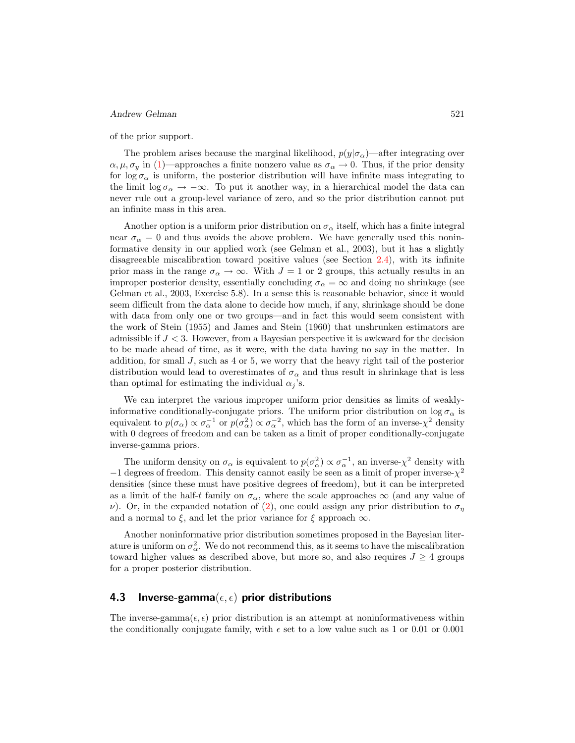of the prior support.

The problem arises because the marginal likelihood, $p(y|\sigma_\alpha)$—after integrating over $\alpha, \mu, \sigma_y$ in (1)—approaches a finite nonzero value as $\sigma_\alpha \to 0$. Thus, if the prior density for $\log \sigma_\alpha$ is uniform, the posterior distribution will have infinite mass integrating to the limit $\log \sigma_\alpha \to -\infty$. To put it another way, in a hierarchical model the data can never rule out a group-level variance of zero, and so the prior distribution cannot put an infinite mass in this area.

Another option is a uniform prior distribution on $\sigma_\alpha$ itself, which has a finite integral near $\sigma_\alpha = 0$ and thus avoids the above problem. We have generally used this noninformative density in our applied work (see Gelman et al., 2003), but it has a slightly disagreeable miscalibration toward positive values (see Section 2.4), with its infinite prior mass in the range $\sigma_\alpha \to \infty$. With $J = 1$ or 2 groups, this actually results in an improper posterior density, essentially concluding $\sigma_\alpha = \infty$ and doing no shrinkage (see Gelman et al., 2003, Exercise 5.8). In a sense this is reasonable behavior, since it would seem difficult from the data alone to decide how much, if any, shrinkage should be done with data from only one or two groups—and in fact this would seem consistent with the work of Stein (1955) and James and Stein (1960) that unshrunken estimators are admissible if $J < 3$. However, from a Bayesian perspective it is awkward for the decision to be made ahead of time, as it were, with the data having no say in the matter. In addition, for small $J$, such as 4 or 5, we worry that the heavy right tail of the posterior distribution would lead to overestimates of $\sigma_\alpha$ and thus result in shrinkage that is less than optimal for estimating the individual $\alpha_j$'s.

We can interpret the various improper uniform prior densities as limits of weakly-informative conditionally-conjugate priors. The uniform prior distribution on $\log \sigma_\alpha$ is equivalent to $p(\sigma_\alpha) \propto \sigma_\alpha^{-1}$ or $p(\sigma_\alpha^2) \propto \sigma_\alpha^{-2}$, which has the form of an inverse-$\chi^2$ density with 0 degrees of freedom and can be taken as a limit of proper conditionally-conjugate inverse-gamma priors.

The uniform density on $\sigma_\alpha$ is equivalent to $p(\sigma_\alpha^2) \propto \sigma_\alpha^{-1}$, an inverse-$\chi^2$ density with $-1$ degrees of freedom. This density cannot easily be seen as a limit of proper inverse-$\chi^2$ densities (since these must have positive degrees of freedom), but it can be interpreted as a limit of the half-$t$ family on $\sigma_\alpha$, where the scale approaches $\infty$ (and any value of $\nu$). Or, in the expanded notation of (2), one could assign any prior distribution to $\sigma_\eta$ and a normal to $\xi$, and let the prior variance for $\xi$ approach $\infty$.

Another noninformative prior distribution sometimes proposed in the Bayesian literature is uniform on $\sigma_\alpha^2$. We do not recommend this, as it seems to have the miscalibration toward higher values as described above, but more so, and also requires $J \geq 4$ groups for a proper posterior distribution.

### 4.3 Inverse-gamma$(\epsilon, \epsilon)$ prior distributions

The inverse-gamma$(\epsilon, \epsilon)$ prior distribution is an attempt at noninformativeness within the conditionally conjugate family, with $\epsilon$ set to a low value such as 1 or 0.01 or 0.001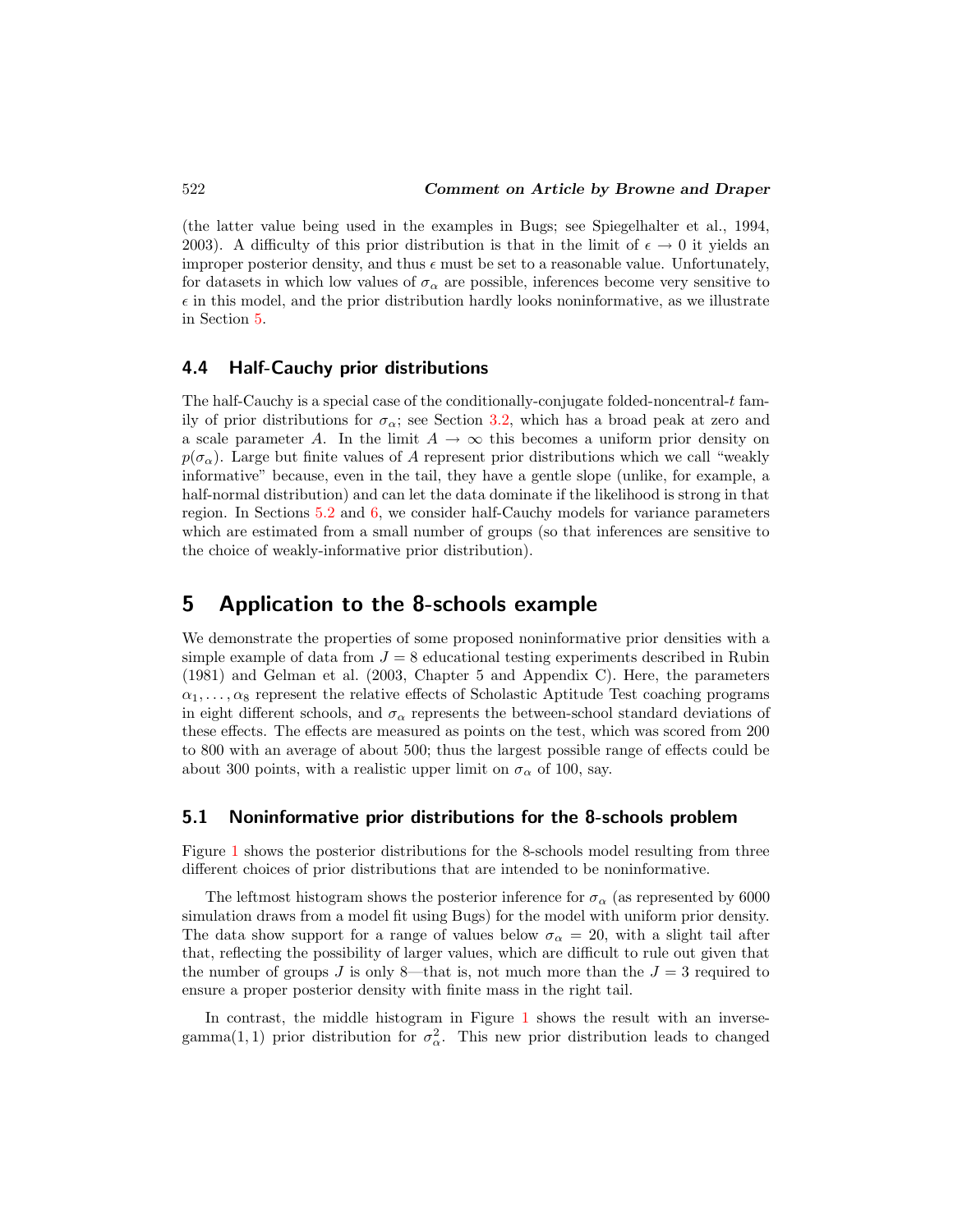(the latter value being used in the examples in Bugs; see Spiegelhalter et al., 1994, 2003). A difficulty of this prior distribution is that in the limit of $\epsilon \to 0$ it yields an improper posterior density, and thus $\epsilon$ must be set to a reasonable value. Unfortunately, for datasets in which low values of $\sigma_\alpha$ are possible, inferences become very sensitive to $\epsilon$ in this model, and the prior distribution hardly looks noninformative, as we illustrate in Section 5.

### 4.4 Half-Cauchy prior distributions

The half-Cauchy is a special case of the conditionally-conjugate folded-noncentral-$t$ family of prior distributions for $\sigma_\alpha$; see Section 3.2, which has a broad peak at zero and a scale parameter $A$. In the limit $A \to \infty$ this becomes a uniform prior density on $p(\sigma_\alpha)$. Large but finite values of $A$ represent prior distributions which we call "weakly informative" because, even in the tail, they have a gentle slope (unlike, for example, a half-normal distribution) and can let the data dominate if the likelihood is strong in that region. In Sections 5.2 and 6, we consider half-Cauchy models for variance parameters which are estimated from a small number of groups (so that inferences are sensitive to the choice of weakly-informative prior distribution).

## 5 Application to the 8-schools example

We demonstrate the properties of some proposed noninformative prior densities with a simple example of data from $J = 8$ educational testing experiments described in Rubin (1981) and Gelman et al. (2003, Chapter 5 and Appendix C). Here, the parameters $\alpha_1, \ldots, \alpha_8$ represent the relative effects of Scholastic Aptitude Test coaching programs in eight different schools, and $\sigma_\alpha$ represents the between-school standard deviations of these effects. The effects are measured as points on the test, which was scored from 200 to 800 with an average of about 500; thus the largest possible range of effects could be about 300 points, with a realistic upper limit on $\sigma_\alpha$ of 100, say.

### 5.1 Noninformative prior distributions for the 8-schools problem

Figure 1 shows the posterior distributions for the 8-schools model resulting from three different choices of prior distributions that are intended to be noninformative.

The leftmost histogram shows the posterior inference for $\sigma_\alpha$ (as represented by 6000 simulation draws from a model fit using Bugs) for the model with uniform prior density. The data show support for a range of values below $\sigma_\alpha = 20$, with a slight tail after that, reflecting the possibility of larger values, which are difficult to rule out given that the number of groups $J$ is only 8—that is, not much more than the $J = 3$ required to ensure a proper posterior density with finite mass in the right tail.

In contrast, the middle histogram in Figure 1 shows the result with an inverse-gamma$(1, 1)$ prior distribution for $\sigma_\alpha^2$. This new prior distribution leads to changed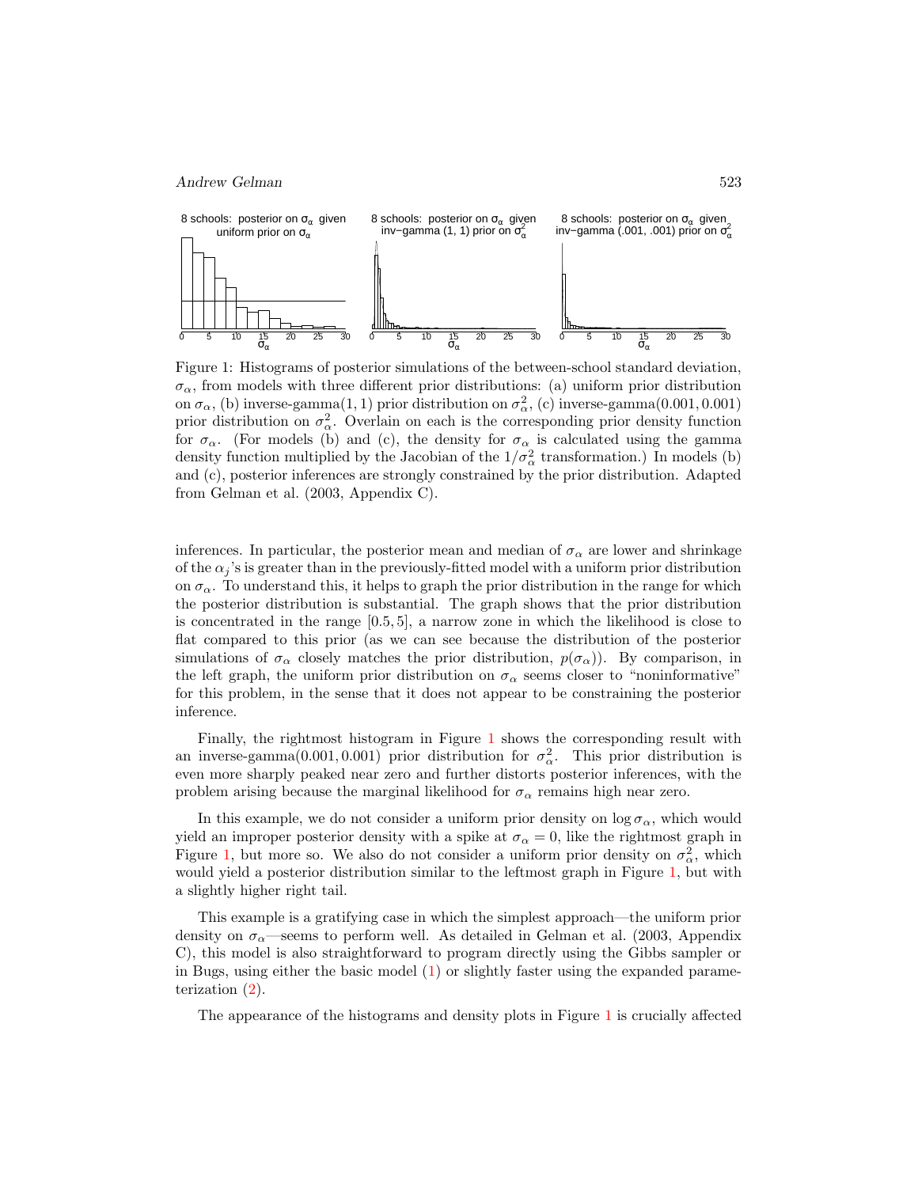Figure 1: Histograms of posterior simulations of the between-school standard deviation, $\sigma_\alpha$, from models with three different prior distributions: (a) uniform prior distribution on $\sigma_\alpha$, (b) inverse-gamma(1, 1) prior distribution on $\sigma^2_\alpha$, (c) inverse-gamma(0.001, 0.001) prior distribution on $\sigma^2_\alpha$. Overlain on each is the corresponding prior density function for $\sigma_\alpha$. (For models (b) and (c), the density for $\sigma_\alpha$ is calculated using the gamma density function multiplied by the Jacobian of the $1/\sigma^2_\alpha$ transformation.) In models (b) and (c), posterior inferences are strongly constrained by the prior distribution. Adapted from Gelman et al. (2003, Appendix C).

inferences. In particular, the posterior mean and median of $\sigma_\alpha$ are lower and shrinkage of the $\alpha_j$'s is greater than in the previously-fitted model with a uniform prior distribution on $\sigma_\alpha$. To understand this, it helps to graph the prior distribution in the range for which the posterior distribution is substantial. The graph shows that the prior distribution is concentrated in the range $[0.5, 5]$, a narrow zone in which the likelihood is close to flat compared to this prior (as we can see because the distribution of the posterior simulations of $\sigma_\alpha$ closely matches the prior distribution, $p(\sigma_\alpha)$). By comparison, in the left graph, the uniform prior distribution on $\sigma_\alpha$ seems closer to "noninformative" for this problem, in the sense that it does not appear to be constraining the posterior inference.

Finally, the rightmost histogram in Figure 1 shows the corresponding result with an inverse-gamma(0.001, 0.001) prior distribution for $\sigma^2_\alpha$. This prior distribution is even more sharply peaked near zero and further distorts posterior inferences, with the problem arising because the marginal likelihood for $\sigma_\alpha$ remains high near zero.

In this example, we do not consider a uniform prior density on $\log \sigma_\alpha$, which would yield an improper posterior density with a spike at $\sigma_\alpha = 0$, like the rightmost graph in Figure 1, but more so. We also do not consider a uniform prior density on $\sigma^2_\alpha$, which would yield a posterior distribution similar to the leftmost graph in Figure 1, but with a slightly higher right tail.

This example is a gratifying case in which the simplest approach—the uniform prior density on $\sigma_\alpha$—seems to perform well. As detailed in Gelman et al. (2003, Appendix C), this model is also straightforward to program directly using the Gibbs sampler or in Bugs, using either the basic model (1) or slightly faster using the expanded parameterization (2).

The appearance of the histograms and density plots in Figure 1 is crucially affected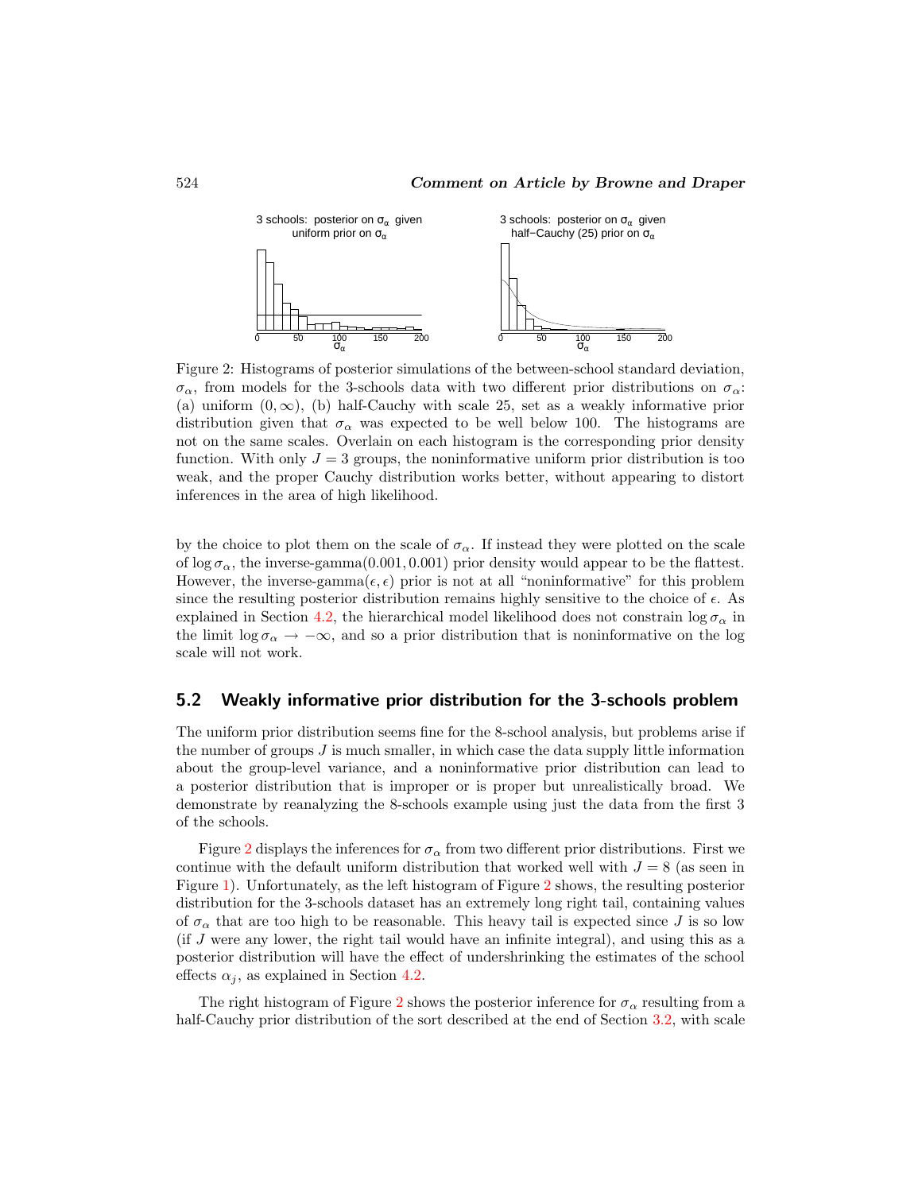3 schools: posterior on $\sigma_\alpha$ given uniform prior on $\sigma_\alpha$

0 50 100 150 200
$\sigma_\alpha$

3 schools: posterior on $\sigma_\alpha$ given half−Cauchy (25) prior on $\sigma_\alpha$

0 50 100 150 200
$\sigma_\alpha$

Figure 2: Histograms of posterior simulations of the between-school standard deviation, $\sigma_\alpha$, from models for the 3-schools data with two different prior distributions on $\sigma_\alpha$: (a) uniform $(0, \infty)$, (b) half-Cauchy with scale 25, set as a weakly informative prior distribution given that $\sigma_\alpha$ was expected to be well below 100. The histograms are not on the same scales. Overlain on each histogram is the corresponding prior density function. With only $J = 3$ groups, the noninformative uniform prior distribution is too weak, and the proper Cauchy distribution works better, without appearing to distort inferences in the area of high likelihood.

by the choice to plot them on the scale of $\sigma_\alpha$. If instead they were plotted on the scale of $\log \sigma_\alpha$, the inverse-gamma$(0.001, 0.001)$ prior density would appear to be the flattest. However, the inverse-gamma$(\epsilon, \epsilon)$ prior is not at all "noninformative" for this problem since the resulting posterior distribution remains highly sensitive to the choice of $\epsilon$. As explained in Section 4.2, the hierarchical model likelihood does not constrain $\log \sigma_\alpha$ in the limit $\log \sigma_\alpha \to -\infty$, and so a prior distribution that is noninformative on the log scale will not work.

## 5.2 Weakly informative prior distribution for the 3-schools problem

The uniform prior distribution seems fine for the 8-school analysis, but problems arise if the number of groups $J$ is much smaller, in which case the data supply little information about the group-level variance, and a noninformative prior distribution can lead to a posterior distribution that is improper or is proper but unrealistically broad. We demonstrate by reanalyzing the 8-schools example using just the data from the first 3 of the schools.

Figure 2 displays the inferences for $\sigma_\alpha$ from two different prior distributions. First we continue with the default uniform distribution that worked well with $J = 8$ (as seen in Figure 1). Unfortunately, as the left histogram of Figure 2 shows, the resulting posterior distribution for the 3-schools dataset has an extremely long right tail, containing values of $\sigma_\alpha$ that are too high to be reasonable. This heavy tail is expected since $J$ is so low (if $J$ were any lower, the right tail would have an infinite integral), and using this as a posterior distribution will have the effect of undershrinking the estimates of the school effects $\alpha_j$, as explained in Section 4.2.

The right histogram of Figure 2 shows the posterior inference for $\sigma_\alpha$ resulting from a half-Cauchy prior distribution of the sort described at the end of Section 3.2, with scale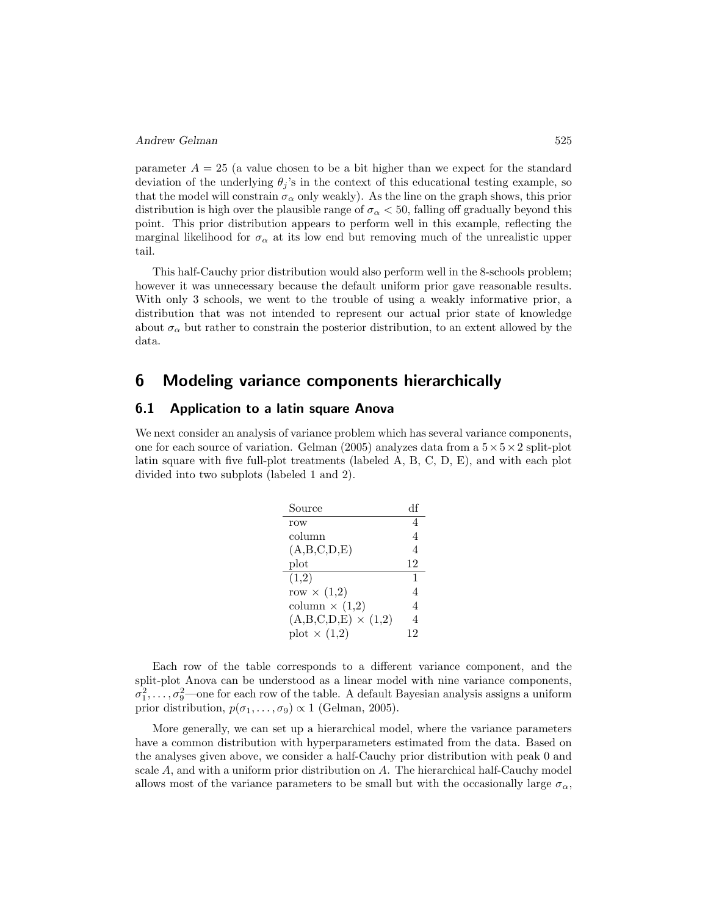parameter $A = 25$ (a value chosen to be a bit higher than we expect for the standard deviation of the underlying $\theta_j$'s in the context of this educational testing example, so that the model will constrain $\sigma_\alpha$ only weakly). As the line on the graph shows, this prior distribution is high over the plausible range of $\sigma_\alpha < 50$, falling off gradually beyond this point. This prior distribution appears to perform well in this example, reflecting the marginal likelihood for $\sigma_\alpha$ at its low end but removing much of the unrealistic upper tail.

This half-Cauchy prior distribution would also perform well in the 8-schools problem; however it was unnecessary because the default uniform prior gave reasonable results. With only 3 schools, we went to the trouble of using a weakly informative prior, a distribution that was not intended to represent our actual prior state of knowledge about $\sigma_\alpha$ but rather to constrain the posterior distribution, to an extent allowed by the data.

# 6 Modeling variance components hierarchically

## 6.1 Application to a latin square Anova

We next consider an analysis of variance problem which has several variance components, one for each source of variation. Gelman (2005) analyzes data from a $5 \times 5 \times 2$ split-plot latin square with five full-plot treatments (labeled A, B, C, D, E), and with each plot divided into two subplots (labeled 1 and 2).

| Source | df |
|---|---|
| row | 4 |
| column | 4 |
| (A,B,C,D,E) | 4 |
| plot | 12 |
| (1,2) | 1 |
| row × (1,2) | 4 |
| column × (1,2) | 4 |
| (A,B,C,D,E) × (1,2) | 4 |
| plot × (1,2) | 12 |

Each row of the table corresponds to a different variance component, and the split-plot Anova can be understood as a linear model with nine variance components, $\sigma_1^2, \ldots, \sigma_9^2$—one for each row of the table. A default Bayesian analysis assigns a uniform prior distribution, $p(\sigma_1, \ldots, \sigma_9) \propto 1$ (Gelman, 2005).

More generally, we can set up a hierarchical model, where the variance parameters have a common distribution with hyperparameters estimated from the data. Based on the analyses given above, we consider a half-Cauchy prior distribution with peak 0 and scale $A$, and with a uniform prior distribution on $A$. The hierarchical half-Cauchy model allows most of the variance parameters to be small but with the occasionally large $\sigma_\alpha$,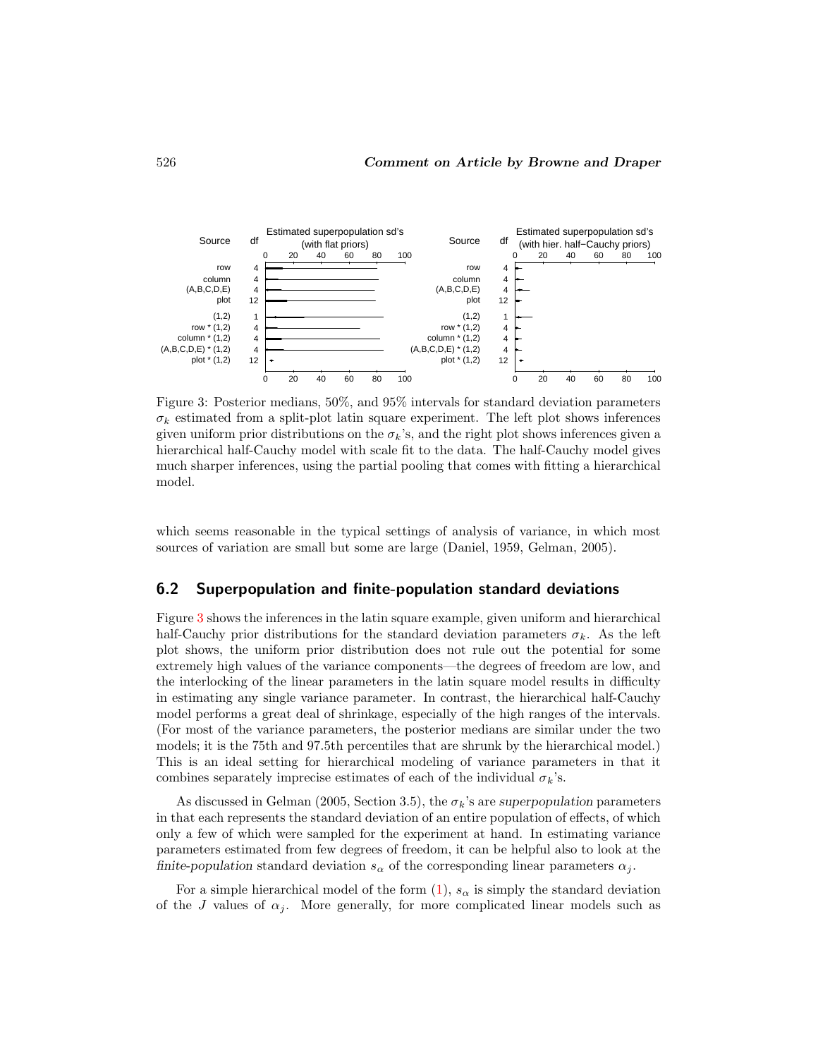Estimated superpopulation sd's
(with flat priors)

Source df
0 20 40 60 80 100

row 4
column 4
(A,B,C,D,E) 4
plot 12

(1,2) 1
row * (1,2) 4
column * (1,2) 4
(A,B,C,D,E) * (1,2) 4
plot * (1,2) 12

0 20 40 60 80 100

Estimated superpopulation sd's
(with hier. half−Cauchy priors)

Source df
0 20 40 60 80 100

row 4
column 4
(A,B,C,D,E) 4
plot 12

(1,2) 1
row * (1,2) 4
column * (1,2) 4
(A,B,C,D,E) * (1,2) 4
plot * (1,2) 12

0 20 40 60 80 100

Figure 3: Posterior medians, 50%, and 95% intervals for standard deviation parameters $\sigma_k$ estimated from a split-plot latin square experiment. The left plot shows inferences given uniform prior distributions on the $\sigma_k$'s, and the right plot shows inferences given a hierarchical half-Cauchy model with scale fit to the data. The half-Cauchy model gives much sharper inferences, using the partial pooling that comes with fitting a hierarchical model.

which seems reasonable in the typical settings of analysis of variance, in which most sources of variation are small but some are large (Daniel, 1959, Gelman, 2005).

## 6.2 Superpopulation and finite-population standard deviations

Figure 3 shows the inferences in the latin square example, given uniform and hierarchical half-Cauchy prior distributions for the standard deviation parameters $\sigma_k$. As the left plot shows, the uniform prior distribution does not rule out the potential for some extremely high values of the variance components—the degrees of freedom are low, and the interlocking of the linear parameters in the latin square model results in difficulty in estimating any single variance parameter. In contrast, the hierarchical half-Cauchy model performs a great deal of shrinkage, especially of the high ranges of the intervals. (For most of the variance parameters, the posterior medians are similar under the two models; it is the 75th and 97.5th percentiles that are shrunk by the hierarchical model.) This is an ideal setting for hierarchical modeling of variance parameters in that it combines separately imprecise estimates of each of the individual $\sigma_k$'s.

As discussed in Gelman (2005, Section 3.5), the $\sigma_k$'s are *superpopulation* parameters in that each represents the standard deviation of an entire population of effects, of which only a few of which were sampled for the experiment at hand. In estimating variance parameters estimated from few degrees of freedom, it can be helpful also to look at the *finite-population* standard deviation $s_\alpha$ of the corresponding linear parameters $\alpha_j$.

For a simple hierarchical model of the form (1), $s_\alpha$ is simply the standard deviation of the $J$ values of $\alpha_j$. More generally, for more complicated linear models such as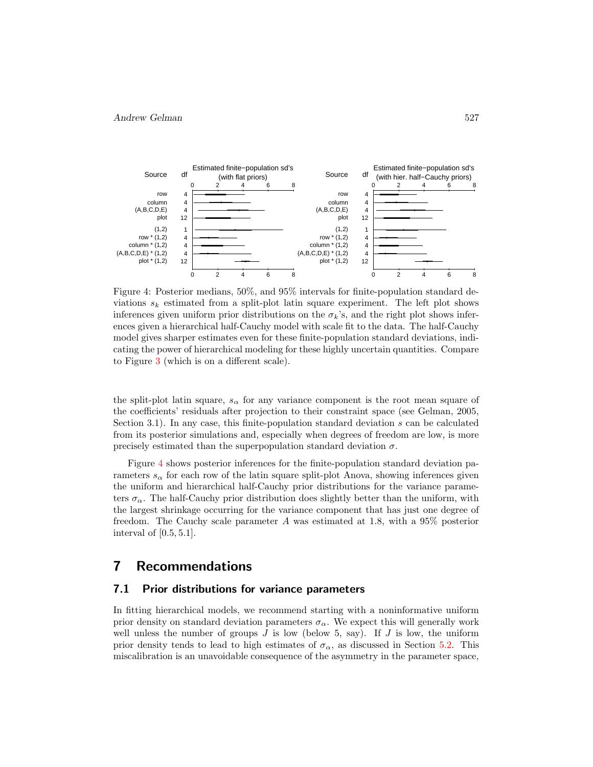Estimated finite−population sd's (with flat priors)

Source df 0 2 4 6 8

row 4

column 4

(A,B,C,D,E) 4

plot 12

(1,2) 1

row * (1,2) 4

column * (1,2) 4

(A,B,C,D,E) * (1,2) 4

plot * (1,2) 12

0 2 4 6 8

Estimated finite−population sd's (with hier. half−Cauchy priors)

Source df 0 2 4 6 8

row 4

column 4

(A,B,C,D,E) 4

plot 12

(1,2) 1

row * (1,2) 4

column * (1,2) 4

(A,B,C,D,E) * (1,2) 4

plot * (1,2) 12

0 2 4 6 8

Figure 4: Posterior medians, 50%, and 95% intervals for finite-population standard deviations $s_k$ estimated from a split-plot latin square experiment. The left plot shows inferences given uniform prior distributions on the $\sigma_k$'s, and the right plot shows inferences given a hierarchical half-Cauchy model with scale fit to the data. The half-Cauchy model gives sharper estimates even for these finite-population standard deviations, indicating the power of hierarchical modeling for these highly uncertain quantities. Compare to Figure 3 (which is on a different scale).

the split-plot latin square, $s_\alpha$ for any variance component is the root mean square of the coefficients' residuals after projection to their constraint space (see Gelman, 2005, Section 3.1). In any case, this finite-population standard deviation $s$ can be calculated from its posterior simulations and, especially when degrees of freedom are low, is more precisely estimated than the superpopulation standard deviation $\sigma$.

Figure 4 shows posterior inferences for the finite-population standard deviation parameters $s_\alpha$ for each row of the latin square split-plot Anova, showing inferences given the uniform and hierarchical half-Cauchy prior distributions for the variance parameters $\sigma_\alpha$. The half-Cauchy prior distribution does slightly better than the uniform, with the largest shrinkage occurring for the variance component that has just one degree of freedom. The Cauchy scale parameter $A$ was estimated at 1.8, with a 95% posterior interval of $[0.5, 5.1]$.

# 7 Recommendations

## 7.1 Prior distributions for variance parameters

In fitting hierarchical models, we recommend starting with a noninformative uniform prior density on standard deviation parameters $\sigma_\alpha$. We expect this will generally work well unless the number of groups $J$ is low (below 5, say). If $J$ is low, the uniform prior density tends to lead to high estimates of $\sigma_\alpha$, as discussed in Section 5.2. This miscalibration is an unavoidable consequence of the asymmetry in the parameter space,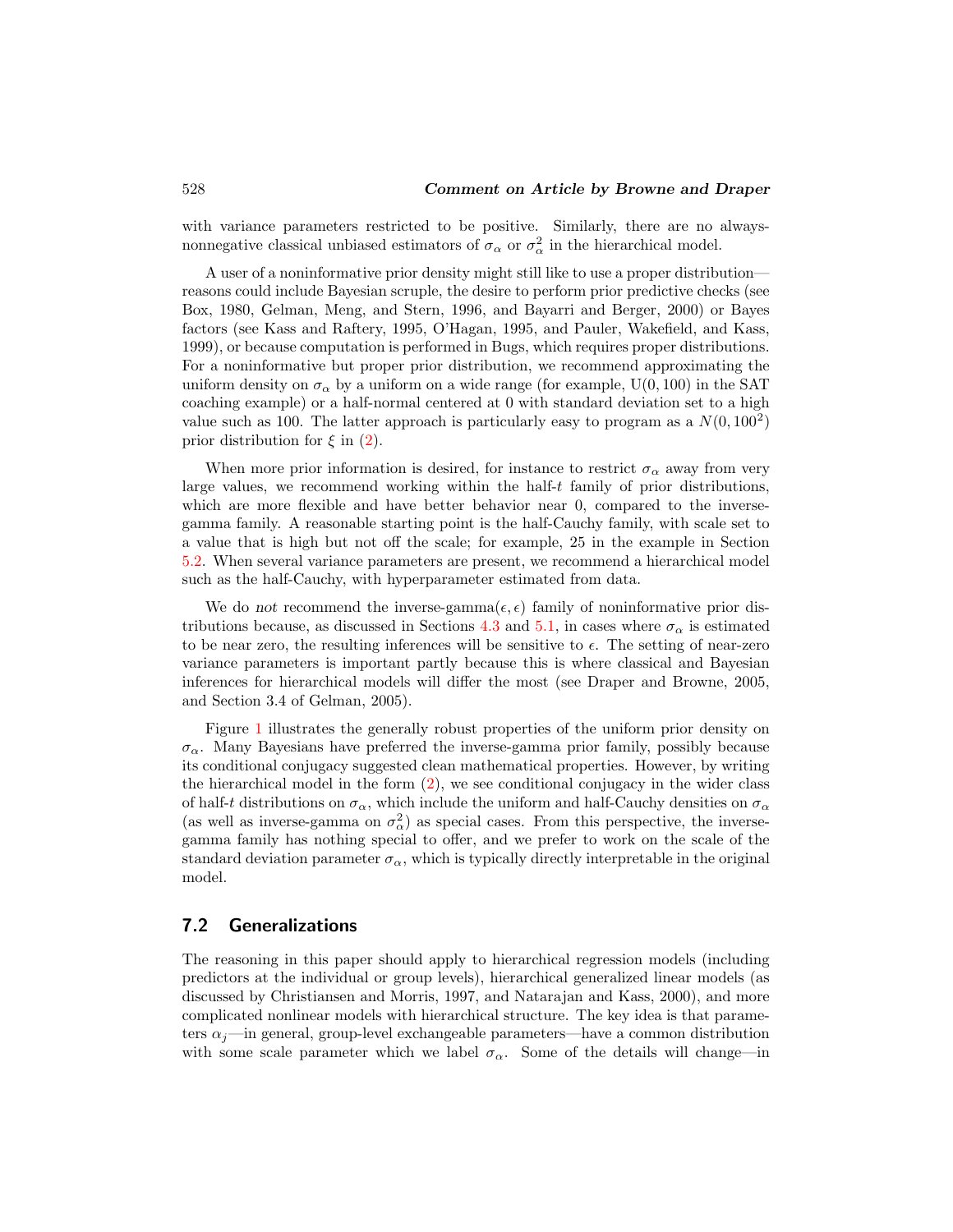with variance parameters restricted to be positive. Similarly, there are no always-nonnegative classical unbiased estimators of $\sigma_\alpha$ or $\sigma_\alpha^2$ in the hierarchical model.

A user of a noninformative prior density might still like to use a proper distribution—reasons could include Bayesian scruple, the desire to perform prior predictive checks (see Box, 1980, Gelman, Meng, and Stern, 1996, and Bayarri and Berger, 2000) or Bayes factors (see Kass and Raftery, 1995, O'Hagan, 1995, and Pauler, Wakefield, and Kass, 1999), or because computation is performed in Bugs, which requires proper distributions. For a noninformative but proper prior distribution, we recommend approximating the uniform density on $\sigma_\alpha$ by a uniform on a wide range (for example, $\mathrm{U}(0, 100)$ in the SAT coaching example) or a half-normal centered at 0 with standard deviation set to a high value such as 100. The latter approach is particularly easy to program as a $N(0, 100^2)$ prior distribution for $\xi$ in (2).

When more prior information is desired, for instance to restrict $\sigma_\alpha$ away from very large values, we recommend working within the half-$t$ family of prior distributions, which are more flexible and have better behavior near 0, compared to the inverse-gamma family. A reasonable starting point is the half-Cauchy family, with scale set to a value that is high but not off the scale; for example, 25 in the example in Section 5.2. When several variance parameters are present, we recommend a hierarchical model such as the half-Cauchy, with hyperparameter estimated from data.

We do *not* recommend the inverse-gamma$(\epsilon, \epsilon)$ family of noninformative prior distributions because, as discussed in Sections 4.3 and 5.1, in cases where $\sigma_\alpha$ is estimated to be near zero, the resulting inferences will be sensitive to $\epsilon$. The setting of near-zero variance parameters is important partly because this is where classical and Bayesian inferences for hierarchical models will differ the most (see Draper and Browne, 2005, and Section 3.4 of Gelman, 2005).

Figure 1 illustrates the generally robust properties of the uniform prior density on $\sigma_\alpha$. Many Bayesians have preferred the inverse-gamma prior family, possibly because its conditional conjugacy suggested clean mathematical properties. However, by writing the hierarchical model in the form (2), we see conditional conjugacy in the wider class of half-$t$ distributions on $\sigma_\alpha$, which include the uniform and half-Cauchy densities on $\sigma_\alpha$ (as well as inverse-gamma on $\sigma_\alpha^2$) as special cases. From this perspective, the inverse-gamma family has nothing special to offer, and we prefer to work on the scale of the standard deviation parameter $\sigma_\alpha$, which is typically directly interpretable in the original model.

## 7.2 Generalizations

The reasoning in this paper should apply to hierarchical regression models (including predictors at the individual or group levels), hierarchical generalized linear models (as discussed by Christiansen and Morris, 1997, and Natarajan and Kass, 2000), and more complicated nonlinear models with hierarchical structure. The key idea is that parameters $\alpha_j$—in general, group-level exchangeable parameters—have a common distribution with some scale parameter which we label $\sigma_\alpha$. Some of the details will change—in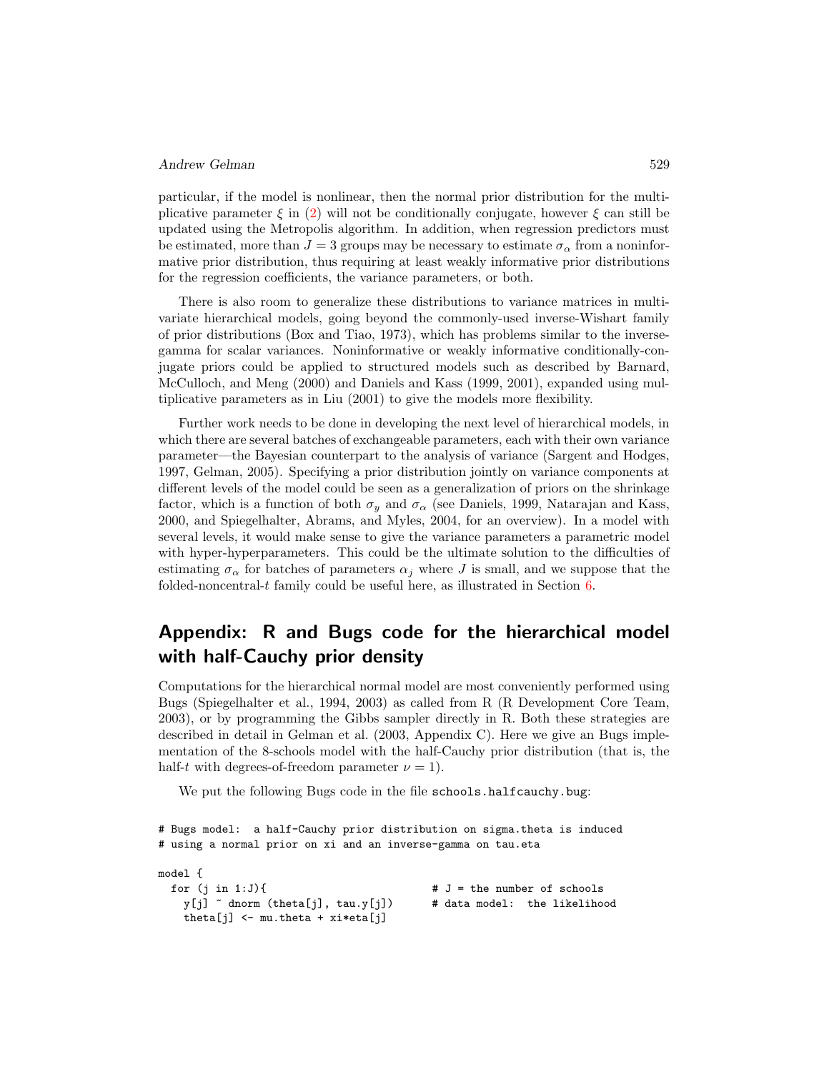particular, if the model is nonlinear, then the normal prior distribution for the multiplicative parameter $\xi$ in (2) will not be conditionally conjugate, however $\xi$ can still be updated using the Metropolis algorithm. In addition, when regression predictors must be estimated, more than $J = 3$ groups may be necessary to estimate $\sigma_\alpha$ from a noninformative prior distribution, thus requiring at least weakly informative prior distributions for the regression coefficients, the variance parameters, or both.

There is also room to generalize these distributions to variance matrices in multivariate hierarchical models, going beyond the commonly-used inverse-Wishart family of prior distributions (Box and Tiao, 1973), which has problems similar to the inverse-gamma for scalar variances. Noninformative or weakly informative conditionally-conjugate priors could be applied to structured models such as described by Barnard, McCulloch, and Meng (2000) and Daniels and Kass (1999, 2001), expanded using multiplicative parameters as in Liu (2001) to give the models more flexibility.

Further work needs to be done in developing the next level of hierarchical models, in which there are several batches of exchangeable parameters, each with their own variance parameter—the Bayesian counterpart to the analysis of variance (Sargent and Hodges, 1997, Gelman, 2005). Specifying a prior distribution jointly on variance components at different levels of the model could be seen as a generalization of priors on the shrinkage factor, which is a function of both $\sigma_y$ and $\sigma_\alpha$ (see Daniels, 1999, Natarajan and Kass, 2000, and Spiegelhalter, Abrams, and Myles, 2004, for an overview). In a model with several levels, it would make sense to give the variance parameters a parametric model with hyper-hyperparameters. This could be the ultimate solution to the difficulties of estimating $\sigma_\alpha$ for batches of parameters $\alpha_j$ where $J$ is small, and we suppose that the folded-noncentral-$t$ family could be useful here, as illustrated in Section 6.

## Appendix: R and Bugs code for the hierarchical model with half-Cauchy prior density

Computations for the hierarchical normal model are most conveniently performed using Bugs (Spiegelhalter et al., 1994, 2003) as called from R (R Development Core Team, 2003), or by programming the Gibbs sampler directly in R. Both these strategies are described in detail in Gelman et al. (2003, Appendix C). Here we give an Bugs implementation of the 8-schools model with the half-Cauchy prior distribution (that is, the half-$t$ with degrees-of-freedom parameter $\nu = 1$).

We put the following Bugs code in the file `schools.halfcauchy.bug`:

```
# Bugs model:  a half-Cauchy prior distribution on sigma.theta is induced
# using a normal prior on xi and an inverse-gamma on tau.eta

model {
  for (j in 1:J){                          # J = the number of schools
    y[j] ~ dnorm (theta[j], tau.y[j])      # data model:  the likelihood
    theta[j] <- mu.theta + xi*eta[j]
```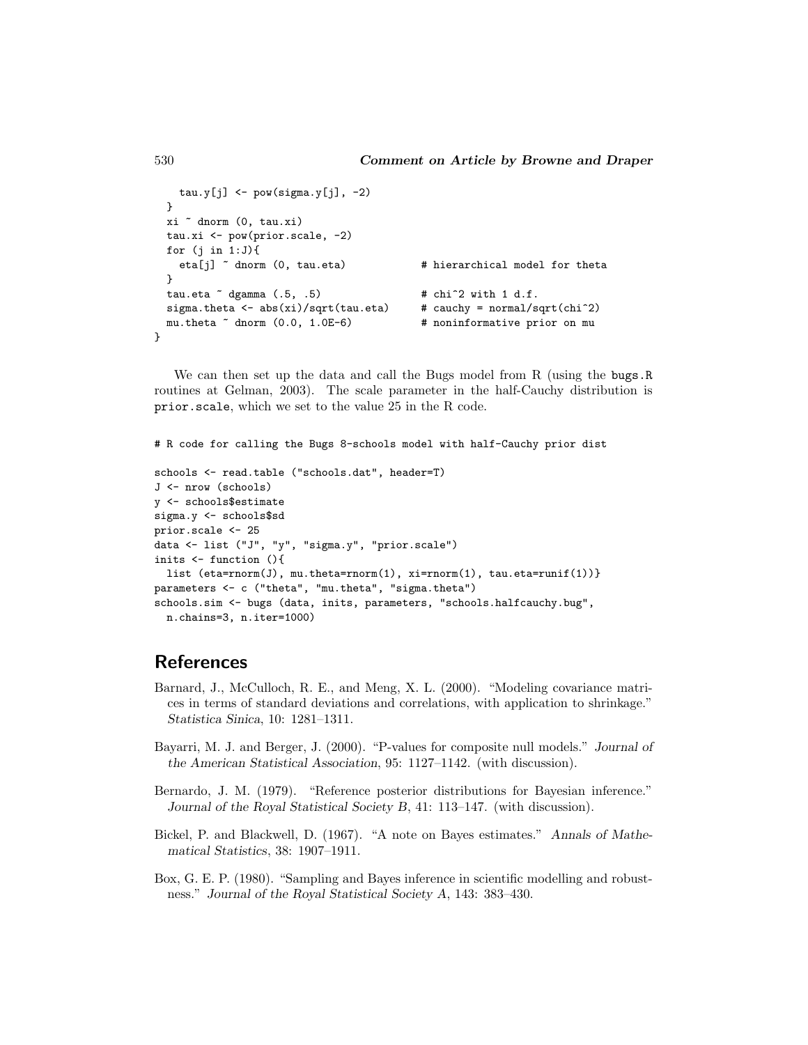```
    tau.y[j] <- pow(sigma.y[j], -2)
  }
  xi ~ dnorm (0, tau.xi)
  tau.xi <- pow(prior.scale, -2)
  for (j in 1:J){
    eta[j] ~ dnorm (0, tau.eta)            # hierarchical model for theta
  }
  tau.eta ~ dgamma (.5, .5)                # chi^2 with 1 d.f.
  sigma.theta <- abs(xi)/sqrt(tau.eta)     # cauchy = normal/sqrt(chi^2)
  mu.theta ~ dnorm (0.0, 1.0E-6)           # noninformative prior on mu
}
```

We can then set up the data and call the Bugs model from R (using the bugs.R routines at Gelman, 2003). The scale parameter in the half-Cauchy distribution is prior.scale, which we set to the value 25 in the R code.

```
# R code for calling the Bugs 8-schools model with half-Cauchy prior dist

schools <- read.table ("schools.dat", header=T)
J <- nrow (schools)
y <- schools$estimate
sigma.y <- schools$sd
prior.scale <- 25
data <- list ("J", "y", "sigma.y", "prior.scale")
inits <- function (){
  list (eta=rnorm(J), mu.theta=rnorm(1), xi=rnorm(1), tau.eta=runif(1))}
parameters <- c ("theta", "mu.theta", "sigma.theta")
schools.sim <- bugs (data, inits, parameters, "schools.halfcauchy.bug",
  n.chains=3, n.iter=1000)
```

## References

Barnard, J., McCulloch, R. E., and Meng, X. L. (2000). "Modeling covariance matrices in terms of standard deviations and correlations, with application to shrinkage." *Statistica Sinica*, 10: 1281–1311.

Bayarri, M. J. and Berger, J. (2000). "P-values for composite null models." *Journal of the American Statistical Association*, 95: 1127–1142. (with discussion).

Bernardo, J. M. (1979). "Reference posterior distributions for Bayesian inference." *Journal of the Royal Statistical Society B*, 41: 113–147. (with discussion).

Bickel, P. and Blackwell, D. (1967). "A note on Bayes estimates." *Annals of Mathematical Statistics*, 38: 1907–1911.

Box, G. E. P. (1980). "Sampling and Bayes inference in scientific modelling and robustness." *Journal of the Royal Statistical Society A*, 143: 383–430.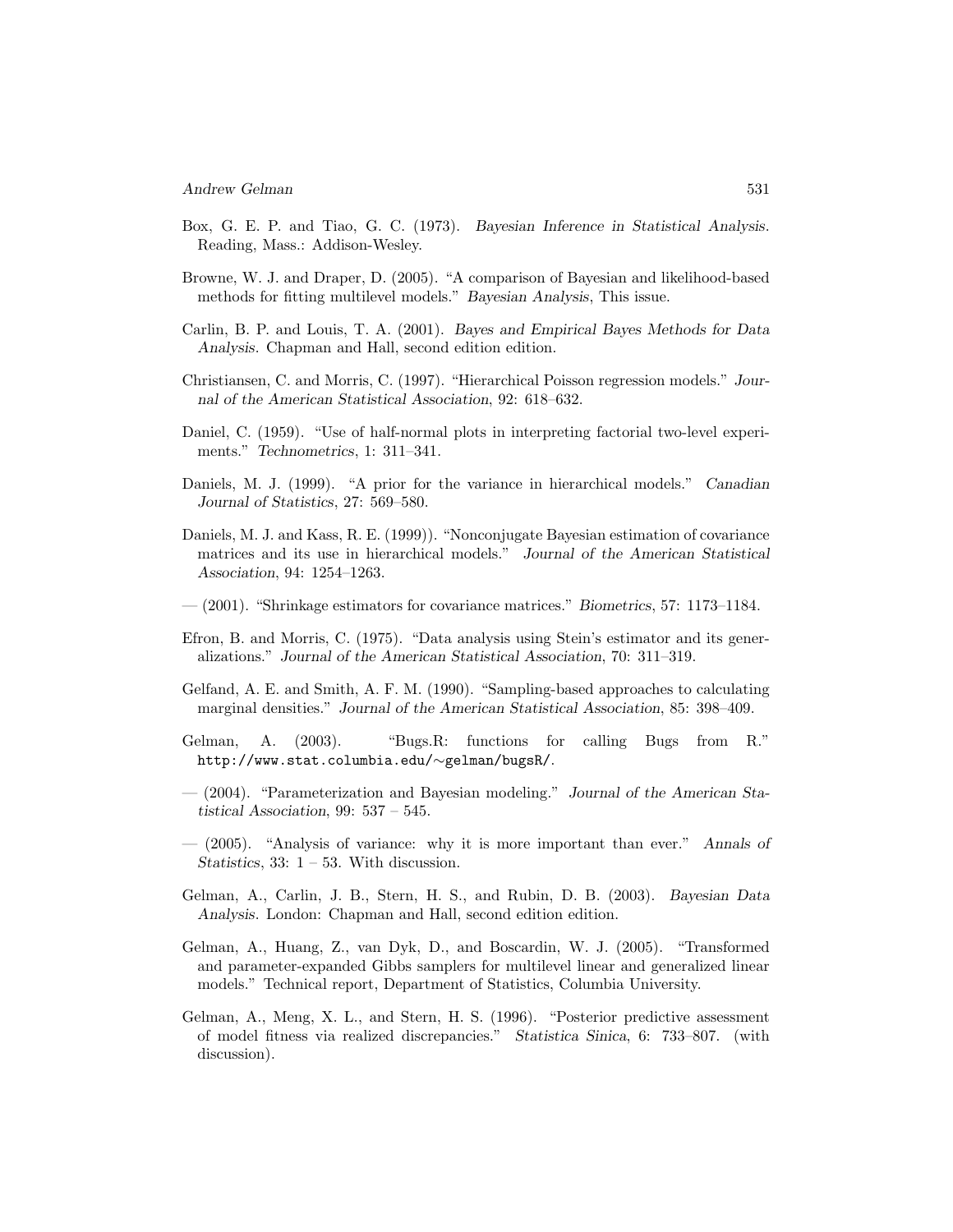Box, G. E. P. and Tiao, G. C. (1973). *Bayesian Inference in Statistical Analysis*. Reading, Mass.: Addison-Wesley.

Browne, W. J. and Draper, D. (2005). "A comparison of Bayesian and likelihood-based methods for fitting multilevel models." *Bayesian Analysis*, This issue.

Carlin, B. P. and Louis, T. A. (2001). *Bayes and Empirical Bayes Methods for Data Analysis*. Chapman and Hall, second edition edition.

Christiansen, C. and Morris, C. (1997). "Hierarchical Poisson regression models." *Journal of the American Statistical Association*, 92: 618–632.

Daniel, C. (1959). "Use of half-normal plots in interpreting factorial two-level experiments." *Technometrics*, 1: 311–341.

Daniels, M. J. (1999). "A prior for the variance in hierarchical models." *Canadian Journal of Statistics*, 27: 569–580.

Daniels, M. J. and Kass, R. E. (1999)). "Nonconjugate Bayesian estimation of covariance matrices and its use in hierarchical models." *Journal of the American Statistical Association*, 94: 1254–1263.

— (2001). "Shrinkage estimators for covariance matrices." *Biometrics*, 57: 1173–1184.

Efron, B. and Morris, C. (1975). "Data analysis using Stein's estimator and its generalizations." *Journal of the American Statistical Association*, 70: 311–319.

Gelfand, A. E. and Smith, A. F. M. (1990). "Sampling-based approaches to calculating marginal densities." *Journal of the American Statistical Association*, 85: 398–409.

Gelman, A. (2003). "Bugs.R: functions for calling Bugs from R." `http://www.stat.columbia.edu/~gelman/bugsR/`.

— (2004). "Parameterization and Bayesian modeling." *Journal of the American Statistical Association*, 99: 537 – 545.

— (2005). "Analysis of variance: why it is more important than ever." *Annals of Statistics*, 33: 1 – 53. With discussion.

Gelman, A., Carlin, J. B., Stern, H. S., and Rubin, D. B. (2003). *Bayesian Data Analysis*. London: Chapman and Hall, second edition edition.

Gelman, A., Huang, Z., van Dyk, D., and Boscardin, W. J. (2005). "Transformed and parameter-expanded Gibbs samplers for multilevel linear and generalized linear models." Technical report, Department of Statistics, Columbia University.

Gelman, A., Meng, X. L., and Stern, H. S. (1996). "Posterior predictive assessment of model fitness via realized discrepancies." *Statistica Sinica*, 6: 733–807. (with discussion).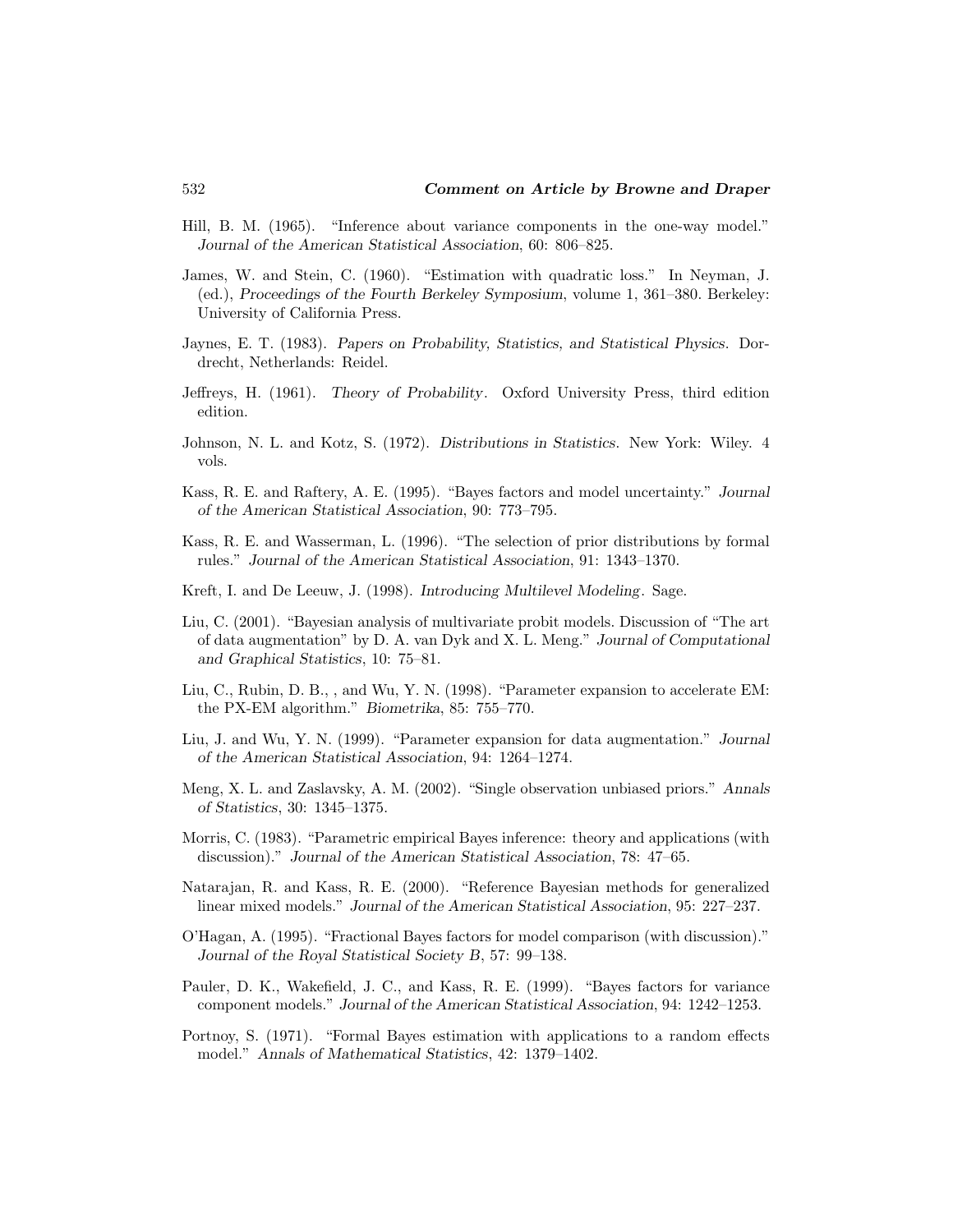Hill, B. M. (1965). "Inference about variance components in the one-way model." *Journal of the American Statistical Association*, 60: 806–825.

James, W. and Stein, C. (1960). "Estimation with quadratic loss." In Neyman, J. (ed.), *Proceedings of the Fourth Berkeley Symposium*, volume 1, 361–380. Berkeley: University of California Press.

Jaynes, E. T. (1983). *Papers on Probability, Statistics, and Statistical Physics*. Dordrecht, Netherlands: Reidel.

Jeffreys, H. (1961). *Theory of Probability*. Oxford University Press, third edition edition.

Johnson, N. L. and Kotz, S. (1972). *Distributions in Statistics*. New York: Wiley. 4 vols.

Kass, R. E. and Raftery, A. E. (1995). "Bayes factors and model uncertainty." *Journal of the American Statistical Association*, 90: 773–795.

Kass, R. E. and Wasserman, L. (1996). "The selection of prior distributions by formal rules." *Journal of the American Statistical Association*, 91: 1343–1370.

Kreft, I. and De Leeuw, J. (1998). *Introducing Multilevel Modeling*. Sage.

Liu, C. (2001). "Bayesian analysis of multivariate probit models. Discussion of "The art of data augmentation" by D. A. van Dyk and X. L. Meng." *Journal of Computational and Graphical Statistics*, 10: 75–81.

Liu, C., Rubin, D. B., , and Wu, Y. N. (1998). "Parameter expansion to accelerate EM: the PX-EM algorithm." *Biometrika*, 85: 755–770.

Liu, J. and Wu, Y. N. (1999). "Parameter expansion for data augmentation." *Journal of the American Statistical Association*, 94: 1264–1274.

Meng, X. L. and Zaslavsky, A. M. (2002). "Single observation unbiased priors." *Annals of Statistics*, 30: 1345–1375.

Morris, C. (1983). "Parametric empirical Bayes inference: theory and applications (with discussion)." *Journal of the American Statistical Association*, 78: 47–65.

Natarajan, R. and Kass, R. E. (2000). "Reference Bayesian methods for generalized linear mixed models." *Journal of the American Statistical Association*, 95: 227–237.

O'Hagan, A. (1995). "Fractional Bayes factors for model comparison (with discussion)." *Journal of the Royal Statistical Society B*, 57: 99–138.

Pauler, D. K., Wakefield, J. C., and Kass, R. E. (1999). "Bayes factors for variance component models." *Journal of the American Statistical Association*, 94: 1242–1253.

Portnoy, S. (1971). "Formal Bayes estimation with applications to a random effects model." *Annals of Mathematical Statistics*, 42: 1379–1402.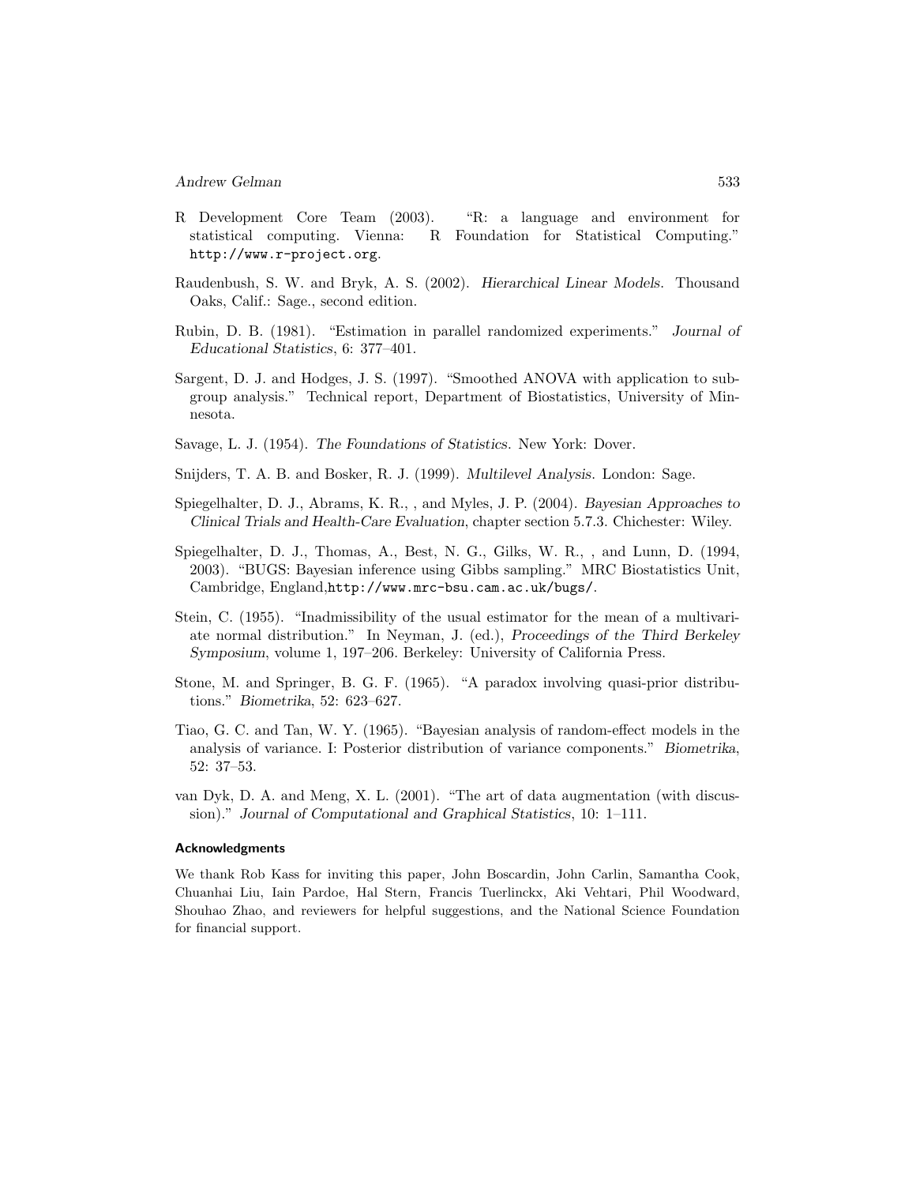R Development Core Team (2003). "R: a language and environment for statistical computing. Vienna: R Foundation for Statistical Computing." `http://www.r-project.org`.

Raudenbush, S. W. and Bryk, A. S. (2002). *Hierarchical Linear Models*. Thousand Oaks, Calif.: Sage., second edition.

Rubin, D. B. (1981). "Estimation in parallel randomized experiments." *Journal of Educational Statistics*, 6: 377–401.

Sargent, D. J. and Hodges, J. S. (1997). "Smoothed ANOVA with application to subgroup analysis." Technical report, Department of Biostatistics, University of Minnesota.

Savage, L. J. (1954). *The Foundations of Statistics*. New York: Dover.

Snijders, T. A. B. and Bosker, R. J. (1999). *Multilevel Analysis*. London: Sage.

Spiegelhalter, D. J., Abrams, K. R., , and Myles, J. P. (2004). *Bayesian Approaches to Clinical Trials and Health-Care Evaluation*, chapter section 5.7.3. Chichester: Wiley.

Spiegelhalter, D. J., Thomas, A., Best, N. G., Gilks, W. R., , and Lunn, D. (1994, 2003). "BUGS: Bayesian inference using Gibbs sampling." MRC Biostatistics Unit, Cambridge, England,`http://www.mrc-bsu.cam.ac.uk/bugs/`.

Stein, C. (1955). "Inadmissibility of the usual estimator for the mean of a multivariate normal distribution." In Neyman, J. (ed.), *Proceedings of the Third Berkeley Symposium*, volume 1, 197–206. Berkeley: University of California Press.

Stone, M. and Springer, B. G. F. (1965). "A paradox involving quasi-prior distributions." *Biometrika*, 52: 623–627.

Tiao, G. C. and Tan, W. Y. (1965). "Bayesian analysis of random-effect models in the analysis of variance. I: Posterior distribution of variance components." *Biometrika*, 52: 37–53.

van Dyk, D. A. and Meng, X. L. (2001). "The art of data augmentation (with discussion)." *Journal of Computational and Graphical Statistics*, 10: 1–111.

#### Acknowledgments

We thank Rob Kass for inviting this paper, John Boscardin, John Carlin, Samantha Cook, Chuanhai Liu, Iain Pardoe, Hal Stern, Francis Tuerlinckx, Aki Vehtari, Phil Woodward, Shouhao Zhao, and reviewers for helpful suggestions, and the National Science Foundation for financial support.